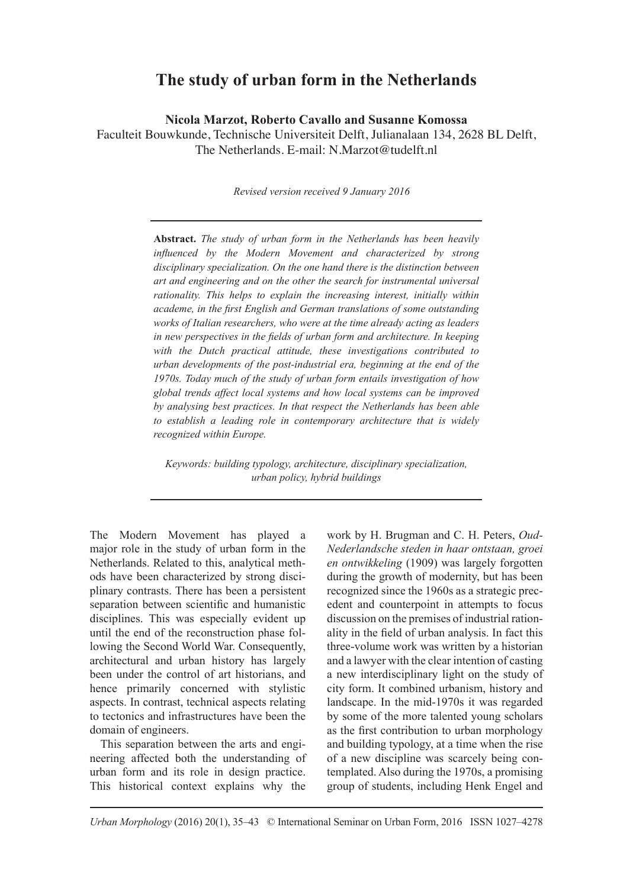# The study of urban form in the Netherlands

**Nicola Marzot, Roberto Cavallo and Susanne Komossa**

Faculteit Bouwkunde, Technische Universiteit Delft, Julianalaan 134, 2628 BL Delft, The Netherlands. E-mail: N.Marzot@tudelft.nl

*Revised version received 9 January 2016*

---

**Abstract.** *The study of urban form in the Netherlands has been heavily influenced by the Modern Movement and characterized by strong disciplinary specialization. On the one hand there is the distinction between art and engineering and on the other the search for instrumental universal rationality. This helps to explain the increasing interest, initially within academe, in the first English and German translations of some outstanding works of Italian researchers, who were at the time already acting as leaders in new perspectives in the fields of urban form and architecture. In keeping with the Dutch practical attitude, these investigations contributed to urban developments of the post-industrial era, beginning at the end of the 1970s. Today much of the study of urban form entails investigation of how global trends affect local systems and how local systems can be improved by analysing best practices. In that respect the Netherlands has been able to establish a leading role in contemporary architecture that is widely recognized within Europe.*

*Keywords: building typology, architecture, disciplinary specialization, urban policy, hybrid buildings*

---

The Modern Movement has played a major role in the study of urban form in the Netherlands. Related to this, analytical methods have been characterized by strong disciplinary contrasts. There has been a persistent separation between scientific and humanistic disciplines. This was especially evident up until the end of the reconstruction phase following the Second World War. Consequently, architectural and urban history has largely been under the control of art historians, and hence primarily concerned with stylistic aspects. In contrast, technical aspects relating to tectonics and infrastructures have been the domain of engineers.

This separation between the arts and engineering affected both the understanding of urban form and its role in design practice. This historical context explains why the work by H. Brugman and C. H. Peters, *Oud-Nederlandsche steden in haar ontstaan, groei en ontwikkeling* (1909) was largely forgotten during the growth of modernity, but has been recognized since the 1960s as a strategic precedent and counterpoint in attempts to focus discussion on the premises of industrial rationality in the field of urban analysis. In fact this three-volume work was written by a historian and a lawyer with the clear intention of casting a new interdisciplinary light on the study of city form. It combined urbanism, history and landscape. In the mid-1970s it was regarded by some of the more talented young scholars as the first contribution to urban morphology and building typology, at a time when the rise of a new discipline was scarcely being contemplated. Also during the 1970s, a promising group of students, including Henk Engel and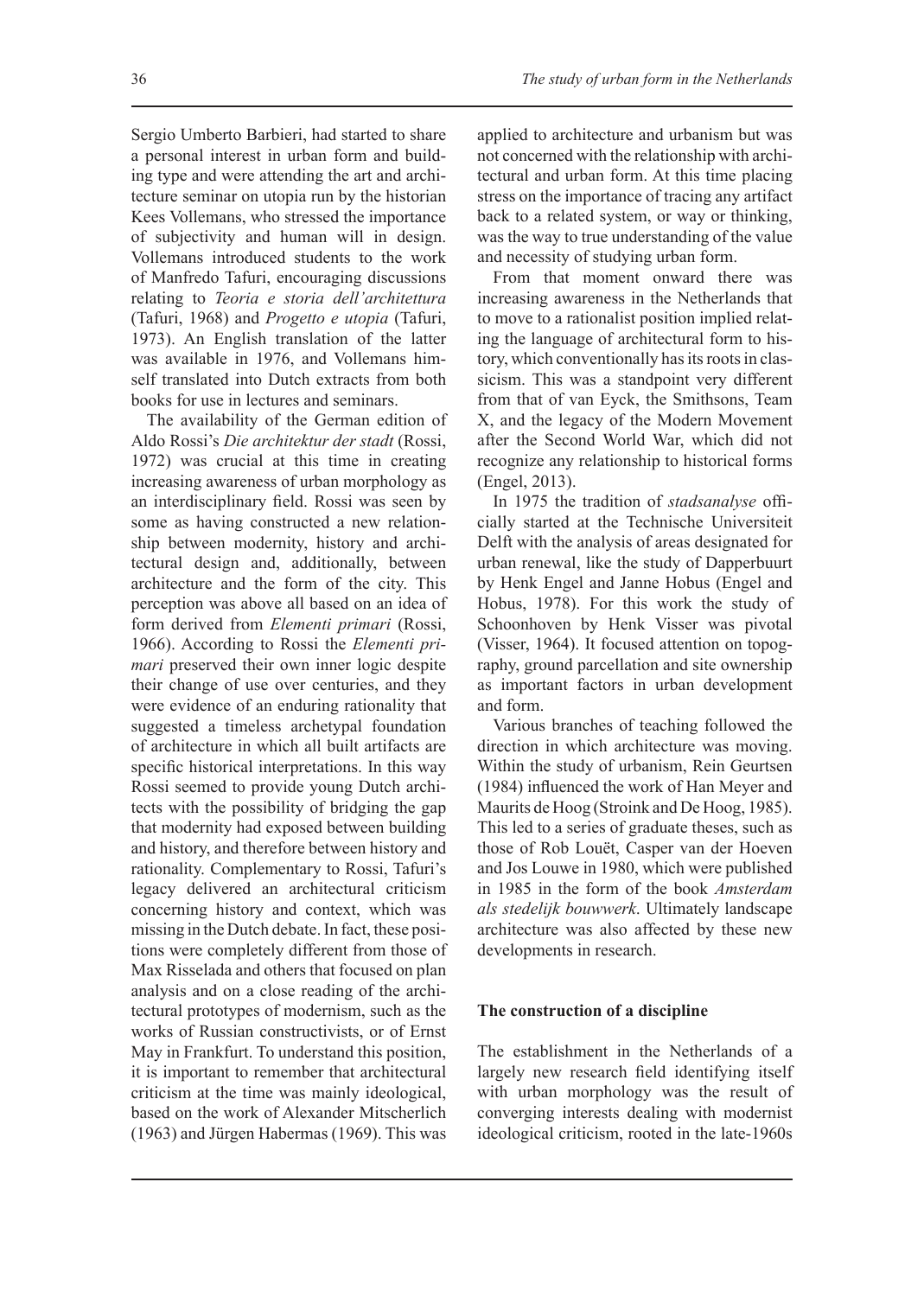Sergio Umberto Barbieri, had started to share a personal interest in urban form and building type and were attending the art and architecture seminar on utopia run by the historian Kees Vollemans, who stressed the importance of subjectivity and human will in design. Vollemans introduced students to the work of Manfredo Tafuri, encouraging discussions relating to *Teoria e storia dell'architettura* (Tafuri, 1968) and *Progetto e utopia* (Tafuri, 1973). An English translation of the latter was available in 1976, and Vollemans himself translated into Dutch extracts from both books for use in lectures and seminars.

The availability of the German edition of Aldo Rossi's *Die architektur der stadt* (Rossi, 1972) was crucial at this time in creating increasing awareness of urban morphology as an interdisciplinary field. Rossi was seen by some as having constructed a new relationship between modernity, history and architectural design and, additionally, between architecture and the form of the city. This perception was above all based on an idea of form derived from *Elementi primari* (Rossi, 1966). According to Rossi the *Elementi primari* preserved their own inner logic despite their change of use over centuries, and they were evidence of an enduring rationality that suggested a timeless archetypal foundation of architecture in which all built artifacts are specific historical interpretations. In this way Rossi seemed to provide young Dutch architects with the possibility of bridging the gap that modernity had exposed between building and history, and therefore between history and rationality. Complementary to Rossi, Tafuri's legacy delivered an architectural criticism concerning history and context, which was missing in the Dutch debate. In fact, these positions were completely different from those of Max Risselada and others that focused on plan analysis and on a close reading of the architectural prototypes of modernism, such as the works of Russian constructivists, or of Ernst May in Frankfurt. To understand this position, it is important to remember that architectural criticism at the time was mainly ideological, based on the work of Alexander Mitscherlich (1963) and Jürgen Habermas (1969). This was applied to architecture and urbanism but was not concerned with the relationship with architectural and urban form. At this time placing stress on the importance of tracing any artifact back to a related system, or way or thinking, was the way to true understanding of the value and necessity of studying urban form.

From that moment onward there was increasing awareness in the Netherlands that to move to a rationalist position implied relating the language of architectural form to history, which conventionally has its roots in classicism. This was a standpoint very different from that of van Eyck, the Smithsons, Team X, and the legacy of the Modern Movement after the Second World War, which did not recognize any relationship to historical forms (Engel, 2013).

In 1975 the tradition of *stadsanalyse* officially started at the Technische Universiteit Delft with the analysis of areas designated for urban renewal, like the study of Dapperbuurt by Henk Engel and Janne Hobus (Engel and Hobus, 1978). For this work the study of Schoonhoven by Henk Visser was pivotal (Visser, 1964). It focused attention on topography, ground parcellation and site ownership as important factors in urban development and form.

Various branches of teaching followed the direction in which architecture was moving. Within the study of urbanism, Rein Geurtsen (1984) influenced the work of Han Meyer and Maurits de Hoog (Stroink and De Hoog, 1985). This led to a series of graduate theses, such as those of Rob Louët, Casper van der Hoeven and Jos Louwe in 1980, which were published in 1985 in the form of the book *Amsterdam als stedelijk bouwwerk*. Ultimately landscape architecture was also affected by these new developments in research.

### The construction of a discipline

The establishment in the Netherlands of a largely new research field identifying itself with urban morphology was the result of converging interests dealing with modernist ideological criticism, rooted in the late-1960s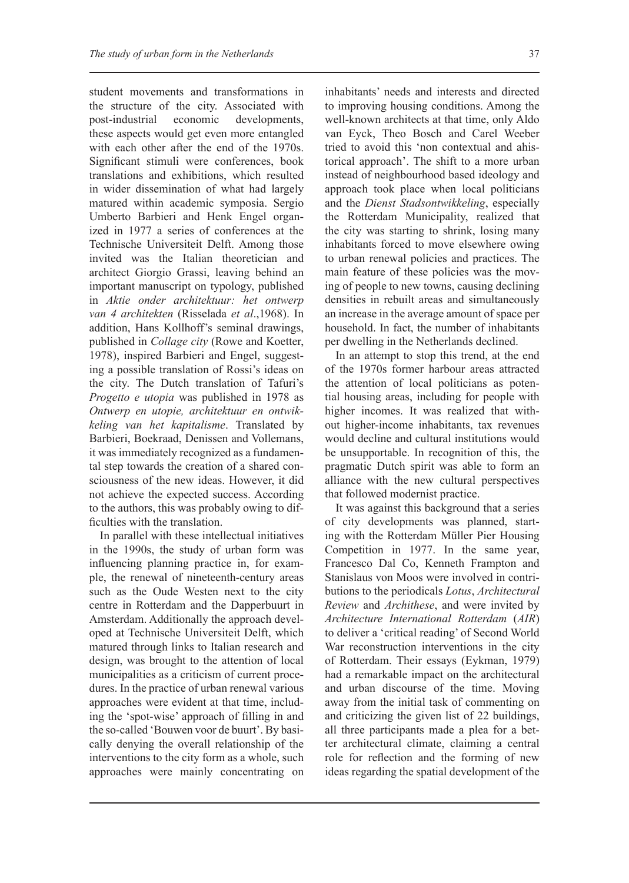student movements and transformations in the structure of the city. Associated with post-industrial economic developments, these aspects would get even more entangled with each other after the end of the 1970s. Significant stimuli were conferences, book translations and exhibitions, which resulted in wider dissemination of what had largely matured within academic symposia. Sergio Umberto Barbieri and Henk Engel organized in 1977 a series of conferences at the Technische Universiteit Delft. Among those invited was the Italian theoretician and architect Giorgio Grassi, leaving behind an important manuscript on typology, published in *Aktie onder architektuur: het ontwerp van 4 architekten* (Risselada *et al*.,1968). In addition, Hans Kollhoff's seminal drawings, published in *Collage city* (Rowe and Koetter, 1978), inspired Barbieri and Engel, suggesting a possible translation of Rossi's ideas on the city. The Dutch translation of Tafuri's *Progetto e utopia* was published in 1978 as *Ontwerp en utopie, architektuur en ontwikkeling van het kapitalisme*. Translated by Barbieri, Boekraad, Denissen and Vollemans, it was immediately recognized as a fundamental step towards the creation of a shared consciousness of the new ideas. However, it did not achieve the expected success. According to the authors, this was probably owing to difficulties with the translation.

In parallel with these intellectual initiatives in the 1990s, the study of urban form was influencing planning practice in, for example, the renewal of nineteenth-century areas such as the Oude Westen next to the city centre in Rotterdam and the Dapperbuurt in Amsterdam. Additionally the approach developed at Technische Universiteit Delft, which matured through links to Italian research and design, was brought to the attention of local municipalities as a criticism of current procedures. In the practice of urban renewal various approaches were evident at that time, including the 'spot-wise' approach of filling in and the so-called 'Bouwen voor de buurt'. By basically denying the overall relationship of the interventions to the city form as a whole, such approaches were mainly concentrating on inhabitants' needs and interests and directed to improving housing conditions. Among the well-known architects at that time, only Aldo van Eyck, Theo Bosch and Carel Weeber tried to avoid this 'non contextual and ahistorical approach'. The shift to a more urban instead of neighbourhood based ideology and approach took place when local politicians and the *Dienst Stadsontwikkeling*, especially the Rotterdam Municipality, realized that the city was starting to shrink, losing many inhabitants forced to move elsewhere owing to urban renewal policies and practices. The main feature of these policies was the moving of people to new towns, causing declining densities in rebuilt areas and simultaneously an increase in the average amount of space per household. In fact, the number of inhabitants per dwelling in the Netherlands declined.

In an attempt to stop this trend, at the end of the 1970s former harbour areas attracted the attention of local politicians as potential housing areas, including for people with higher incomes. It was realized that without higher-income inhabitants, tax revenues would decline and cultural institutions would be unsupportable. In recognition of this, the pragmatic Dutch spirit was able to form an alliance with the new cultural perspectives that followed modernist practice.

It was against this background that a series of city developments was planned, starting with the Rotterdam Müller Pier Housing Competition in 1977. In the same year, Francesco Dal Co, Kenneth Frampton and Stanislaus von Moos were involved in contributions to the periodicals *Lotus*, *Architectural Review* and *Archithese*, and were invited by *Architecture International Rotterdam* (*AIR*) to deliver a 'critical reading' of Second World War reconstruction interventions in the city of Rotterdam. Their essays (Eykman, 1979) had a remarkable impact on the architectural and urban discourse of the time. Moving away from the initial task of commenting on and criticizing the given list of 22 buildings, all three participants made a plea for a better architectural climate, claiming a central role for reflection and the forming of new ideas regarding the spatial development of the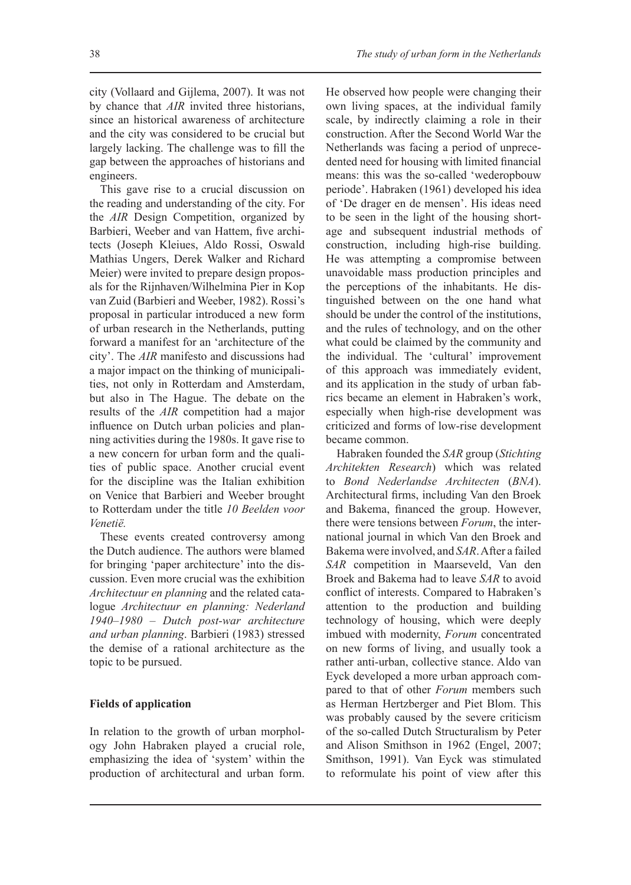city (Vollaard and Gijlema, 2007). It was not by chance that *AIR* invited three historians, since an historical awareness of architecture and the city was considered to be crucial but largely lacking. The challenge was to fill the gap between the approaches of historians and engineers.

This gave rise to a crucial discussion on the reading and understanding of the city. For the *AIR* Design Competition, organized by Barbieri, Weeber and van Hattem, five architects (Joseph Kleiues, Aldo Rossi, Oswald Mathias Ungers, Derek Walker and Richard Meier) were invited to prepare design proposals for the Rijnhaven/Wilhelmina Pier in Kop van Zuid (Barbieri and Weeber, 1982). Rossi's proposal in particular introduced a new form of urban research in the Netherlands, putting forward a manifest for an 'architecture of the city'. The *AIR* manifesto and discussions had a major impact on the thinking of municipalities, not only in Rotterdam and Amsterdam, but also in The Hague. The debate on the results of the *AIR* competition had a major influence on Dutch urban policies and planning activities during the 1980s. It gave rise to a new concern for urban form and the qualities of public space. Another crucial event for the discipline was the Italian exhibition on Venice that Barbieri and Weeber brought to Rotterdam under the title *10 Beelden voor Venetië.*

These events created controversy among the Dutch audience. The authors were blamed for bringing 'paper architecture' into the discussion. Even more crucial was the exhibition *Architectuur en planning* and the related catalogue *Architectuur en planning: Nederland 1940–1980 – Dutch post-war architecture and urban planning*. Barbieri (1983) stressed the demise of a rational architecture as the topic to be pursued.

**Fields of application**

In relation to the growth of urban morphology John Habraken played a crucial role, emphasizing the idea of 'system' within the production of architectural and urban form. He observed how people were changing their own living spaces, at the individual family scale, by indirectly claiming a role in their construction. After the Second World War the Netherlands was facing a period of unprecedented need for housing with limited financial means: this was the so-called 'wederopbouw periode'. Habraken (1961) developed his idea of 'De drager en de mensen'. His ideas need to be seen in the light of the housing shortage and subsequent industrial methods of construction, including high-rise building. He was attempting a compromise between unavoidable mass production principles and the perceptions of the inhabitants. He distinguished between on the one hand what should be under the control of the institutions, and the rules of technology, and on the other what could be claimed by the community and the individual. The 'cultural' improvement of this approach was immediately evident, and its application in the study of urban fabrics became an element in Habraken's work, especially when high-rise development was criticized and forms of low-rise development became common.

Habraken founded the *SAR* group (*Stichting Architekten Research*) which was related to *Bond Nederlandse Architecten* (*BNA*). Architectural firms, including Van den Broek and Bakema, financed the group. However, there were tensions between *Forum*, the international journal in which Van den Broek and Bakema were involved, and *SAR*. After a failed *SAR* competition in Maarseveld, Van den Broek and Bakema had to leave *SAR* to avoid conflict of interests. Compared to Habraken's attention to the production and building technology of housing, which were deeply imbued with modernity, *Forum* concentrated on new forms of living, and usually took a rather anti-urban, collective stance. Aldo van Eyck developed a more urban approach compared to that of other *Forum* members such as Herman Hertzberger and Piet Blom. This was probably caused by the severe criticism of the so-called Dutch Structuralism by Peter and Alison Smithson in 1962 (Engel, 2007; Smithson, 1991). Van Eyck was stimulated to reformulate his point of view after this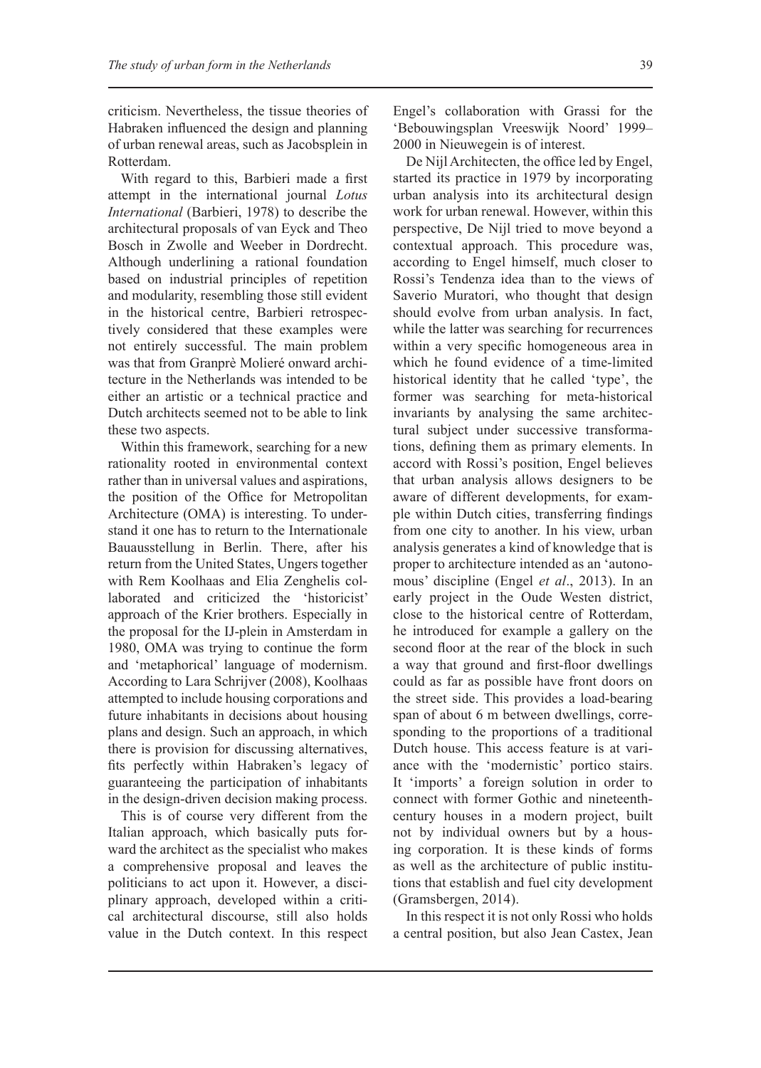criticism. Nevertheless, the tissue theories of Habraken influenced the design and planning of urban renewal areas, such as Jacobsplein in Rotterdam.

With regard to this, Barbieri made a first attempt in the international journal *Lotus International* (Barbieri, 1978) to describe the architectural proposals of van Eyck and Theo Bosch in Zwolle and Weeber in Dordrecht. Although underlining a rational foundation based on industrial principles of repetition and modularity, resembling those still evident in the historical centre, Barbieri retrospectively considered that these examples were not entirely successful. The main problem was that from Granprè Molieré onward architecture in the Netherlands was intended to be either an artistic or a technical practice and Dutch architects seemed not to be able to link these two aspects.

Within this framework, searching for a new rationality rooted in environmental context rather than in universal values and aspirations, the position of the Office for Metropolitan Architecture (OMA) is interesting. To understand it one has to return to the Internationale Bauausstellung in Berlin. There, after his return from the United States, Ungers together with Rem Koolhaas and Elia Zenghelis collaborated and criticized the 'historicist' approach of the Krier brothers. Especially in the proposal for the IJ-plein in Amsterdam in 1980, OMA was trying to continue the form and 'metaphorical' language of modernism. According to Lara Schrijver (2008), Koolhaas attempted to include housing corporations and future inhabitants in decisions about housing plans and design. Such an approach, in which there is provision for discussing alternatives, fits perfectly within Habraken's legacy of guaranteeing the participation of inhabitants in the design-driven decision making process.

This is of course very different from the Italian approach, which basically puts forward the architect as the specialist who makes a comprehensive proposal and leaves the politicians to act upon it. However, a disciplinary approach, developed within a critical architectural discourse, still also holds value in the Dutch context. In this respect Engel's collaboration with Grassi for the 'Bebouwingsplan Vreeswijk Noord' 1999–2000 in Nieuwegein is of interest.

De Nijl Architecten, the office led by Engel, started its practice in 1979 by incorporating urban analysis into its architectural design work for urban renewal. However, within this perspective, De Nijl tried to move beyond a contextual approach. This procedure was, according to Engel himself, much closer to Rossi's Tendenza idea than to the views of Saverio Muratori, who thought that design should evolve from urban analysis. In fact, while the latter was searching for recurrences within a very specific homogeneous area in which he found evidence of a time-limited historical identity that he called 'type', the former was searching for meta-historical invariants by analysing the same architectural subject under successive transformations, defining them as primary elements. In accord with Rossi's position, Engel believes that urban analysis allows designers to be aware of different developments, for example within Dutch cities, transferring findings from one city to another. In his view, urban analysis generates a kind of knowledge that is proper to architecture intended as an 'autonomous' discipline (Engel *et al*., 2013). In an early project in the Oude Westen district, close to the historical centre of Rotterdam, he introduced for example a gallery on the second floor at the rear of the block in such a way that ground and first-floor dwellings could as far as possible have front doors on the street side. This provides a load-bearing span of about 6 m between dwellings, corresponding to the proportions of a traditional Dutch house. This access feature is at variance with the 'modernistic' portico stairs. It 'imports' a foreign solution in order to connect with former Gothic and nineteenth-century houses in a modern project, built not by individual owners but by a housing corporation. It is these kinds of forms as well as the architecture of public institutions that establish and fuel city development (Gramsbergen, 2014).

In this respect it is not only Rossi who holds a central position, but also Jean Castex, Jean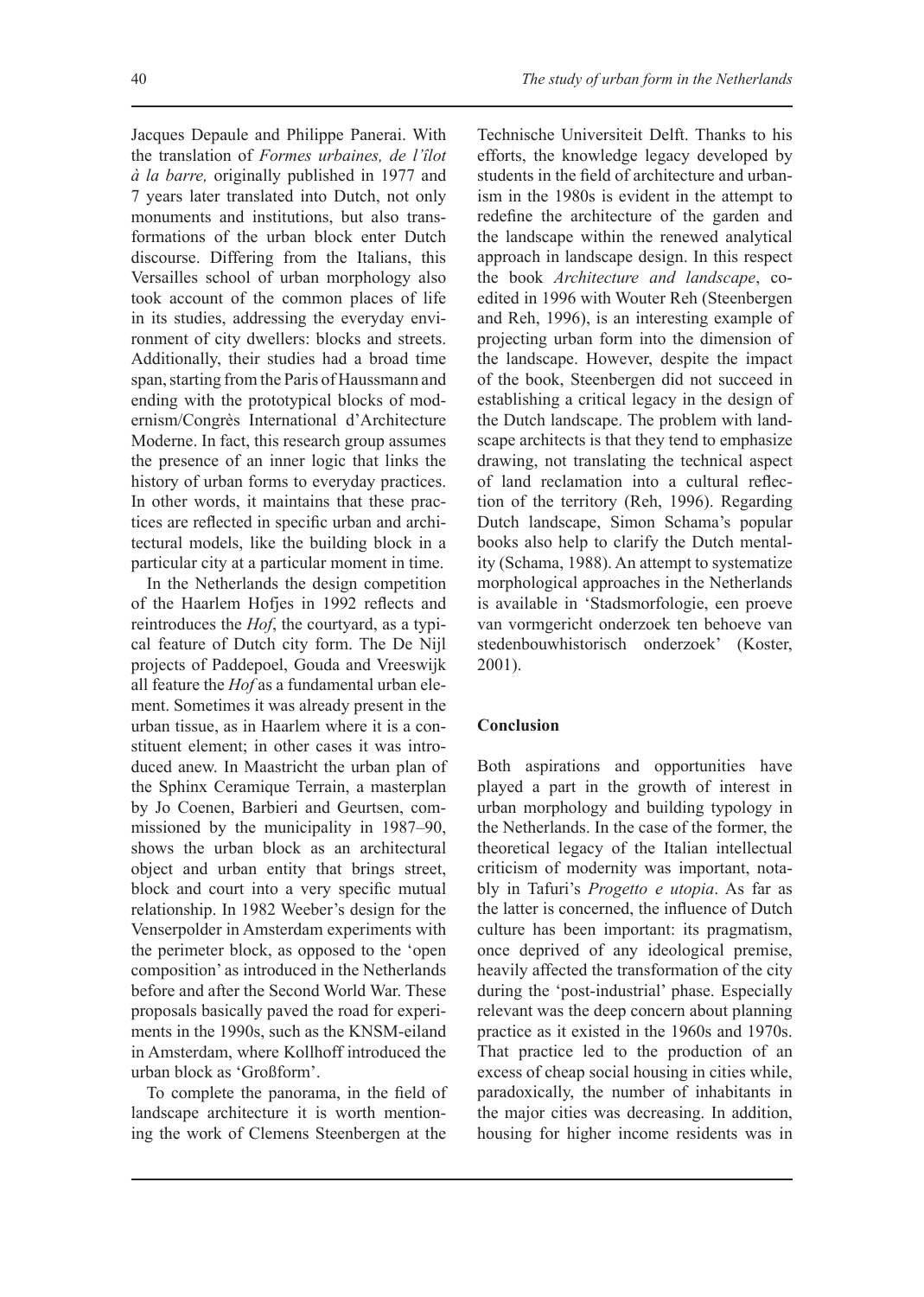Jacques Depaule and Philippe Panerai. With the translation of *Formes urbaines, de l'îlot à la barre,* originally published in 1977 and 7 years later translated into Dutch, not only monuments and institutions, but also transformations of the urban block enter Dutch discourse. Differing from the Italians, this Versailles school of urban morphology also took account of the common places of life in its studies, addressing the everyday environment of city dwellers: blocks and streets. Additionally, their studies had a broad time span, starting from the Paris of Haussmann and ending with the prototypical blocks of modernism/Congrès International d'Architecture Moderne. In fact, this research group assumes the presence of an inner logic that links the history of urban forms to everyday practices. In other words, it maintains that these practices are reflected in specific urban and architectural models, like the building block in a particular city at a particular moment in time.

In the Netherlands the design competition of the Haarlem Hofjes in 1992 reflects and reintroduces the *Hof*, the courtyard, as a typical feature of Dutch city form. The De Nijl projects of Paddepoel, Gouda and Vreeswijk all feature the *Hof* as a fundamental urban element. Sometimes it was already present in the urban tissue, as in Haarlem where it is a constituent element; in other cases it was introduced anew. In Maastricht the urban plan of the Sphinx Ceramique Terrain, a masterplan by Jo Coenen, Barbieri and Geurtsen, commissioned by the municipality in 1987–90, shows the urban block as an architectural object and urban entity that brings street, block and court into a very specific mutual relationship. In 1982 Weeber's design for the Venserpolder in Amsterdam experiments with the perimeter block, as opposed to the 'open composition' as introduced in the Netherlands before and after the Second World War. These proposals basically paved the road for experiments in the 1990s, such as the KNSM-eiland in Amsterdam, where Kollhoff introduced the urban block as 'Großform'.

To complete the panorama, in the field of landscape architecture it is worth mentioning the work of Clemens Steenbergen at the Technische Universiteit Delft. Thanks to his efforts, the knowledge legacy developed by students in the field of architecture and urbanism in the 1980s is evident in the attempt to redefine the architecture of the garden and the landscape within the renewed analytical approach in landscape design. In this respect the book *Architecture and landscape*, co-edited in 1996 with Wouter Reh (Steenbergen and Reh, 1996), is an interesting example of projecting urban form into the dimension of the landscape. However, despite the impact of the book, Steenbergen did not succeed in establishing a critical legacy in the design of the Dutch landscape. The problem with landscape architects is that they tend to emphasize drawing, not translating the technical aspect of land reclamation into a cultural reflection of the territory (Reh, 1996). Regarding Dutch landscape, Simon Schama's popular books also help to clarify the Dutch mentality (Schama, 1988). An attempt to systematize morphological approaches in the Netherlands is available in 'Stadsmorfologie, een proeve van vormgericht onderzoek ten behoeve van stedenbouwhistorisch onderzoek' (Koster, 2001).

## Conclusion

Both aspirations and opportunities have played a part in the growth of interest in urban morphology and building typology in the Netherlands. In the case of the former, the theoretical legacy of the Italian intellectual criticism of modernity was important, notably in Tafuri's *Progetto e utopia*. As far as the latter is concerned, the influence of Dutch culture has been important: its pragmatism, once deprived of any ideological premise, heavily affected the transformation of the city during the 'post-industrial' phase. Especially relevant was the deep concern about planning practice as it existed in the 1960s and 1970s. That practice led to the production of an excess of cheap social housing in cities while, paradoxically, the number of inhabitants in the major cities was decreasing. In addition, housing for higher income residents was in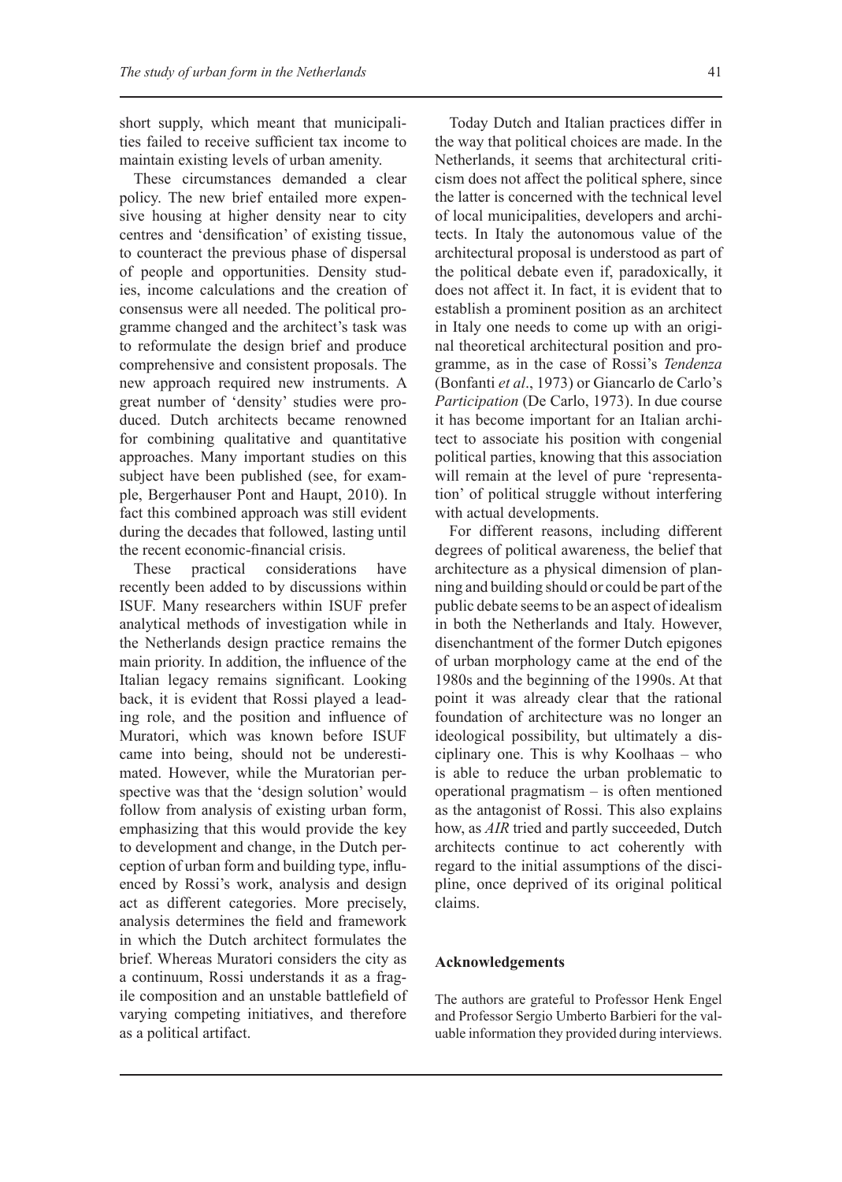short supply, which meant that municipalities failed to receive sufficient tax income to maintain existing levels of urban amenity.

These circumstances demanded a clear policy. The new brief entailed more expensive housing at higher density near to city centres and 'densification' of existing tissue, to counteract the previous phase of dispersal of people and opportunities. Density studies, income calculations and the creation of consensus were all needed. The political programme changed and the architect's task was to reformulate the design brief and produce comprehensive and consistent proposals. The new approach required new instruments. A great number of 'density' studies were produced. Dutch architects became renowned for combining qualitative and quantitative approaches. Many important studies on this subject have been published (see, for example, Bergerhauser Pont and Haupt, 2010). In fact this combined approach was still evident during the decades that followed, lasting until the recent economic-financial crisis.

These practical considerations have recently been added to by discussions within ISUF. Many researchers within ISUF prefer analytical methods of investigation while in the Netherlands design practice remains the main priority. In addition, the influence of the Italian legacy remains significant. Looking back, it is evident that Rossi played a leading role, and the position and influence of Muratori, which was known before ISUF came into being, should not be underestimated. However, while the Muratorian perspective was that the 'design solution' would follow from analysis of existing urban form, emphasizing that this would provide the key to development and change, in the Dutch perception of urban form and building type, influenced by Rossi's work, analysis and design act as different categories. More precisely, analysis determines the field and framework in which the Dutch architect formulates the brief. Whereas Muratori considers the city as a continuum, Rossi understands it as a fragile composition and an unstable battlefield of varying competing initiatives, and therefore as a political artifact.

Today Dutch and Italian practices differ in the way that political choices are made. In the Netherlands, it seems that architectural criticism does not affect the political sphere, since the latter is concerned with the technical level of local municipalities, developers and architects. In Italy the autonomous value of the architectural proposal is understood as part of the political debate even if, paradoxically, it does not affect it. In fact, it is evident that to establish a prominent position as an architect in Italy one needs to come up with an original theoretical architectural position and programme, as in the case of Rossi's *Tendenza* (Bonfanti *et al*., 1973) or Giancarlo de Carlo's *Participation* (De Carlo, 1973). In due course it has become important for an Italian architect to associate his position with congenial political parties, knowing that this association will remain at the level of pure 'representation' of political struggle without interfering with actual developments.

For different reasons, including different degrees of political awareness, the belief that architecture as a physical dimension of planning and building should or could be part of the public debate seems to be an aspect of idealism in both the Netherlands and Italy. However, disenchantment of the former Dutch epigones of urban morphology came at the end of the 1980s and the beginning of the 1990s. At that point it was already clear that the rational foundation of architecture was no longer an ideological possibility, but ultimately a disciplinary one. This is why Koolhaas – who is able to reduce the urban problematic to operational pragmatism – is often mentioned as the antagonist of Rossi. This also explains how, as *AIR* tried and partly succeeded, Dutch architects continue to act coherently with regard to the initial assumptions of the discipline, once deprived of its original political claims.

## Acknowledgements

The authors are grateful to Professor Henk Engel and Professor Sergio Umberto Barbieri for the valuable information they provided during interviews.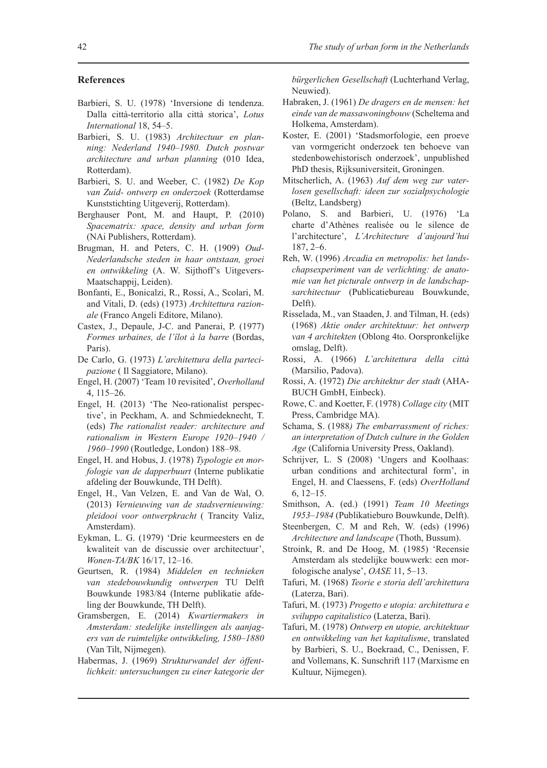## References

Barbieri, S. U. (1978) 'Inversione di tendenza. Dalla città-territorio alla città storica', *Lotus International* 18, 54–5.

Barbieri, S. U. (1983) *Architectuur en planning: Nederland 1940–1980. Dutch postwar architecture and urban planning* (010 Idea, Rotterdam).

Barbieri, S. U. and Weeber, C. (1982) *De Kop van Zuid- ontwerp en onderzoek* (Rotterdamse Kunststichting Uitgeverij, Rotterdam).

Berghauser Pont, M. and Haupt, P. (2010) *Spacematrix: space, density and urban form* (NAi Publishers, Rotterdam).

Brugman, H. and Peters, C. H. (1909) *Oud-Nederlandsche steden in haar ontstaan, groei en ontwikkeling* (A. W. Sijthoff's Uitgevers-Maatschappij, Leiden).

Bonfanti, E., Bonicalzi, R., Rossi, A., Scolari, M. and Vitali, D. (eds) (1973) *Architettura razionale* (Franco Angeli Editore, Milano).

Castex, J., Depaule, J-C. and Panerai, P. (1977) *Formes urbaines, de l'îlot à la barre* (Bordas, Paris).

De Carlo, G. (1973) *L'architettura della partecipazione* ( Il Saggiatore, Milano).

Engel, H. (2007) 'Team 10 revisited', *Overholland* 4, 115–26.

Engel, H. (2013) 'The Neo-rationalist perspective', in Peckham, A. and Schmiedeknecht, T. (eds) *The rationalist reader: architecture and rationalism in Western Europe 1920–1940 / 1960–1990* (Routledge, London) 188–98.

Engel, H. and Hobus, J. (1978) *Typologie en morfologie van de dapperbuurt* (Interne publikatie afdeling der Bouwkunde, TH Delft).

Engel, H., Van Velzen, E. and Van de Wal, O. (2013) *Vernieuwing van de stadsvernieuwing: pleidooi voor ontwerpkracht* ( Trancity Valiz, Amsterdam).

Eykman, L. G. (1979) 'Drie keurmeesters en de kwaliteit van de discussie over architectuur', *Wonen-TA/BK* 16/17, 12–16.

Geurtsen, R. (1984) *Middelen en technieken van stedebouwkundig ontwerpen* TU Delft Bouwkunde 1983/84 (Interne publikatie afdeling der Bouwkunde, TH Delft).

Gramsbergen, E. (2014) *Kwartiermakers in Amsterdam: stedelijke instellingen als aanjagers van de ruimtelijke ontwikkeling, 1580–1880* (Van Tilt, Nijmegen).

Habermas, J. (1969) *Strukturwandel der òffentlichkeit: untersuchungen zu einer kategorie der bürgerlichen Gesellschaft* (Luchterhand Verlag, Neuwied).

Habraken, J. (1961) *De dragers en de mensen: het einde van de massawoningbouw* (Scheltema and Holkema, Amsterdam).

Koster, E. (2001) 'Stadsmorfologie, een proeve van vormgericht onderzoek ten behoeve van stedenbowehistorisch onderzoek', unpublished PhD thesis, Rijksuniversiteit, Groningen.

Mitscherlich, A. (1963) *Auf dem weg zur vaterlosen gesellschaft: ideen zur sozialpsychologie* (Beltz, Landsberg)

Polano, S. and Barbieri, U. (1976) 'La charte d'Athènes realisée ou le silence de l'architecture', *L'Architecture d'aujourd'hui* 187, 2–6.

Reh, W. (1996) *Arcadia en metropolis: het landschapsexperiment van de verlichting: de anatomie van het picturale ontwerp in de landschapsarchitectuur* (Publicatiebureau Bouwkunde, Delft).

Risselada, M., van Staaden, J. and Tilman, H. (eds) (1968) *Aktie onder architektuur: het ontwerp van 4 architekten* (Oblong 4to. Oorspronkelijke omslag, Delft).

Rossi, A. (1966) *L'architettura della città* (Marsilio, Padova).

Rossi, A. (1972) *Die architektur der stadt* (AHA-BUCH GmbH, Einbeck).

Rowe, C. and Koetter, F. (1978) *Collage city* (MIT Press, Cambridge MA).

Schama, S. (1988*) The embarrassment of riches: an interpretation of Dutch culture in the Golden Age* (California University Press, Oakland).

Schrijver, L. S (2008) 'Ungers and Koolhaas: urban conditions and architectural form', in Engel, H. and Claessens, F. (eds) *OverHolland* 6, 12–15.

Smithson, A. (ed.) (1991) *Team 10 Meetings 1953–1984* (Publikatieburo Bouwkunde, Delft).

Steenbergen, C. M and Reh, W. (eds) (1996) *Architecture and landscape* (Thoth, Bussum).

Stroink, R. and De Hoog, M. (1985) 'Recensie Amsterdam als stedelijke bouwwerk: een morfologische analyse', *OASE* 11, 5–13.

Tafuri, M. (1968) *Teorie e storia dell'architettura* (Laterza, Bari).

Tafuri, M. (1973) *Progetto e utopia: architettura e sviluppo capitalistico* (Laterza, Bari).

Tafuri, M. (1978) *Ontwerp en utopie, architektuur en ontwikkeling van het kapitalisme*, translated by Barbieri, S. U., Boekraad, C., Denissen, F. and Vollemans, K. Sunschrift 117 (Marxisme en Kultuur, Nijmegen).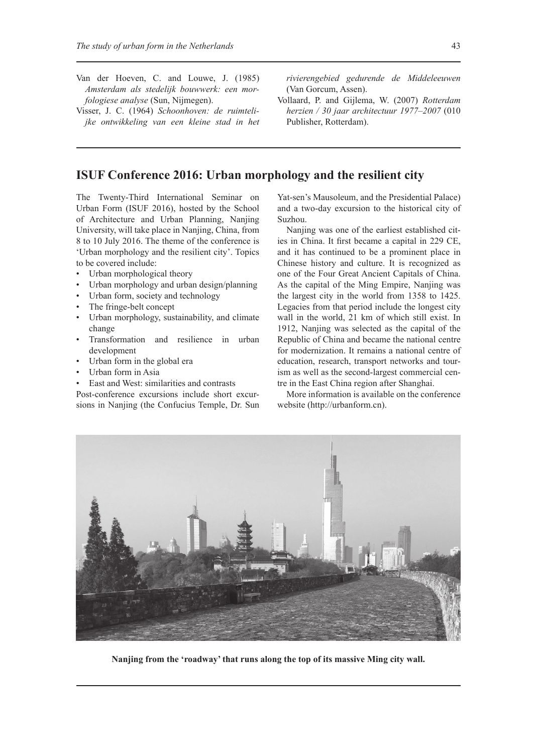Van der Hoeven, C. and Louwe, J. (1985) *Amsterdam als stedelijk bouwwerk: een morfologiese analyse* (Sun, Nijmegen).

Visser, J. C. (1964) *Schoonhoven: de ruimtelijke ontwikkeling van een kleine stad in het rivierengebied gedurende de Middeleeuwen* (Van Gorcum, Assen).

Vollaard, P. and Gijlema, W. (2007) *Rotterdam herzien / 30 jaar architectuur 1977–2007* (010 Publisher, Rotterdam).

## ISUF Conference 2016: Urban morphology and the resilient city

The Twenty-Third International Seminar on Urban Form (ISUF 2016), hosted by the School of Architecture and Urban Planning, Nanjing University, will take place in Nanjing, China, from 8 to 10 July 2016. The theme of the conference is 'Urban morphology and the resilient city'. Topics to be covered include:

- Urban morphological theory
- Urban morphology and urban design/planning
- Urban form, society and technology
- The fringe-belt concept
- Urban morphology, sustainability, and climate change
- Transformation and resilience in urban development
- Urban form in the global era
- Urban form in Asia
- East and West: similarities and contrasts

Post-conference excursions include short excursions in Nanjing (the Confucius Temple, Dr. Sun Yat-sen's Mausoleum, and the Presidential Palace) and a two-day excursion to the historical city of Suzhou.

Nanjing was one of the earliest established cities in China. It first became a capital in 229 CE, and it has continued to be a prominent place in Chinese history and culture. It is recognized as one of the Four Great Ancient Capitals of China. As the capital of the Ming Empire, Nanjing was the largest city in the world from 1358 to 1425. Legacies from that period include the longest city wall in the world, 21 km of which still exist. In 1912, Nanjing was selected as the capital of the Republic of China and became the national centre for modernization. It remains a national centre of education, research, transport networks and tourism as well as the second-largest commercial centre in the East China region after Shanghai.

More information is available on the conference website (http://urbanform.cn).

**Nanjing from the 'roadway' that runs along the top of its massive Ming city wall.**